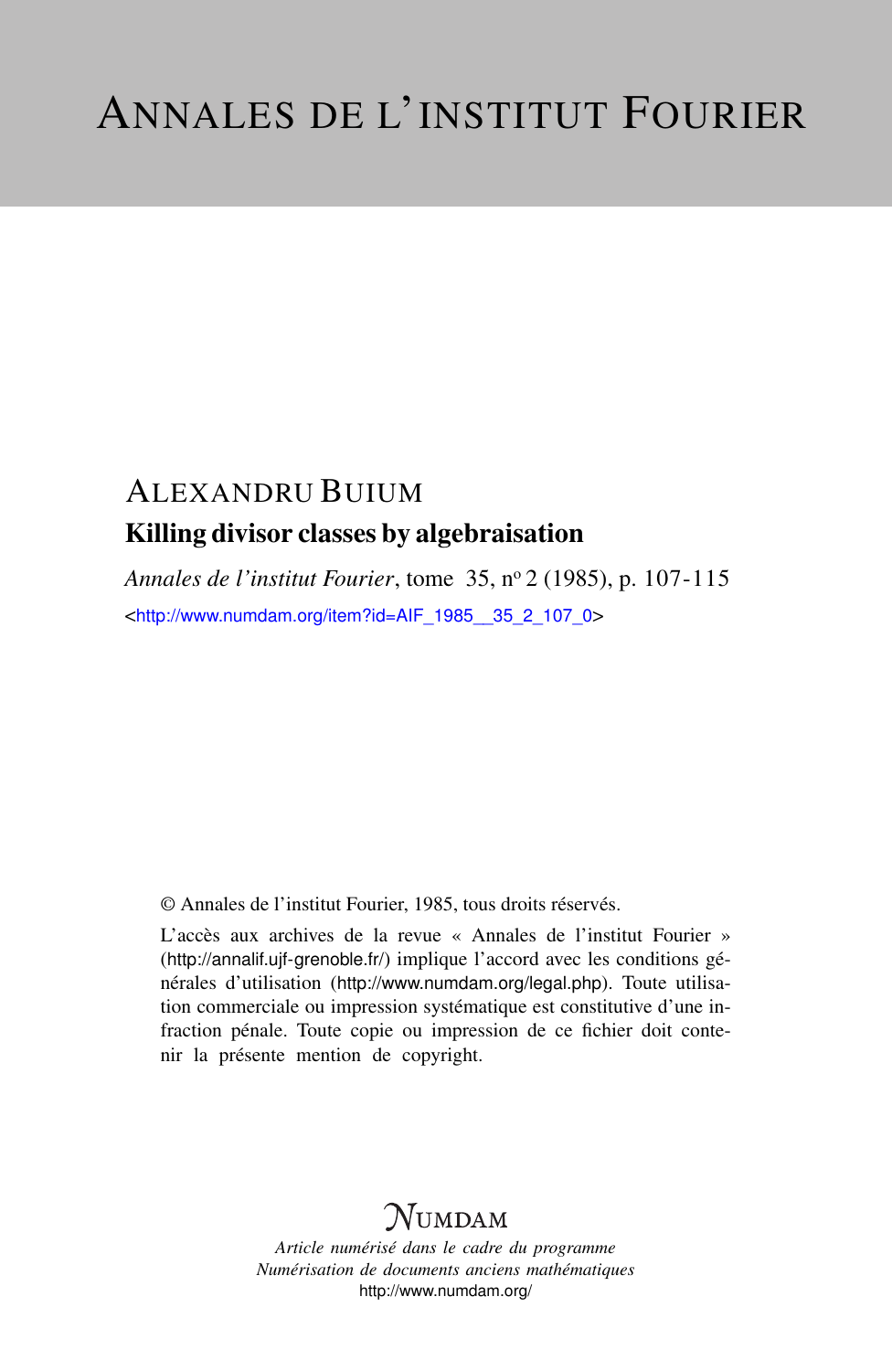# ANNALES DE L'INSTITUT FOURIER

ALEXANDRU BUIUM

## Killing divisor classes by algebraisation

*Annales de l'institut Fourier*, tome 35, nº 2 (1985), p. 107-115

<http://www.numdam.org/item?id=AIF_1985__35_2_107_0>

© Annales de l'institut Fourier, 1985, tous droits réservés.

L'accès aux archives de la revue « Annales de l'institut Fourier » (http://annalif.ujf-grenoble.fr/) implique l'accord avec les conditions générales d'utilisation (http://www.numdam.org/legal.php). Toute utilisation commerciale ou impression systématique est constitutive d'une infraction pénale. Toute copie ou impression de ce fichier doit contenir la présente mention de copyright.

NUMDAM

*Article numérisé dans le cadre du programme*
*Numérisation de documents anciens mathématiques*
http://www.numdam.org/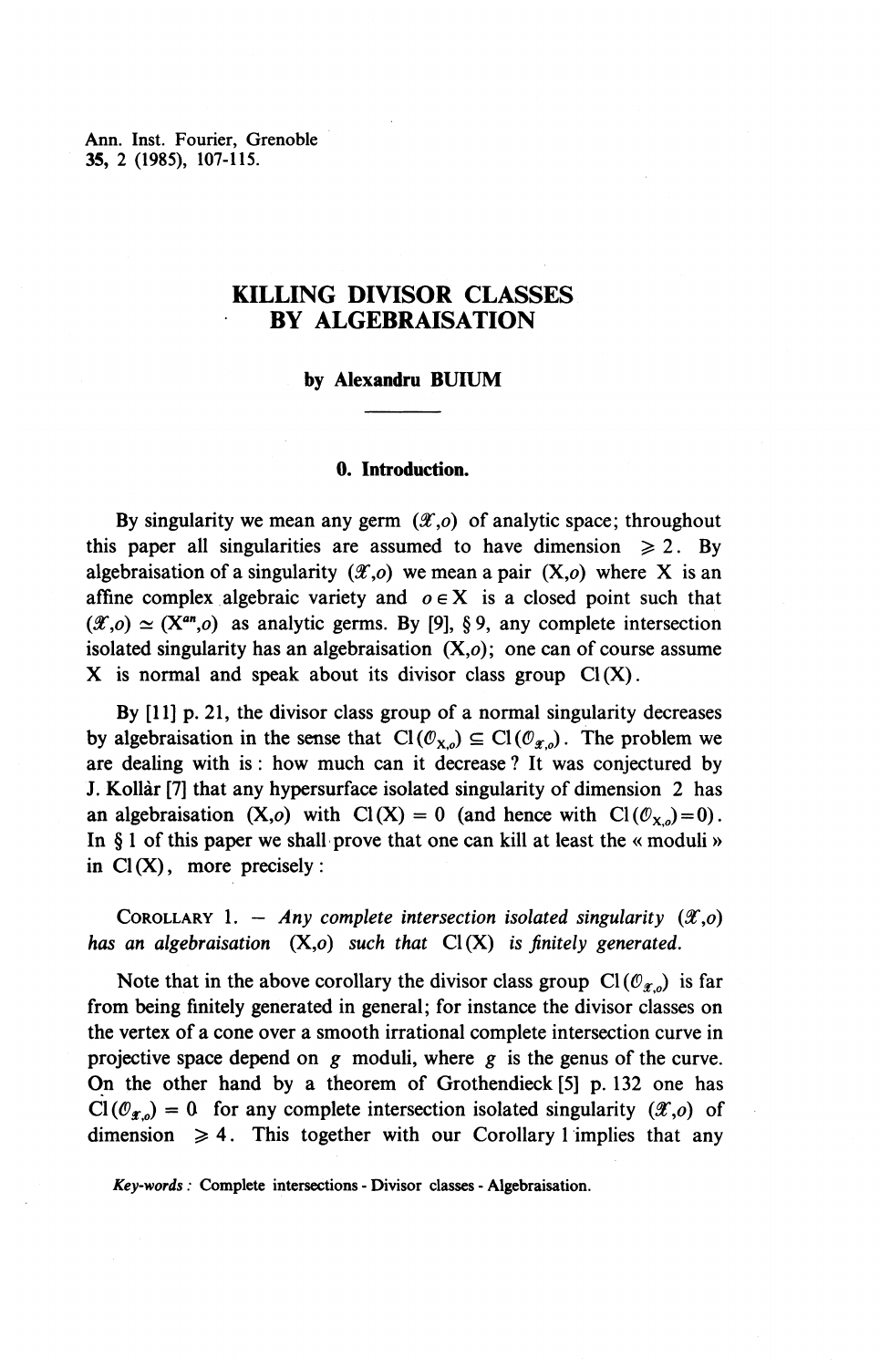# KILLING DIVISOR CLASSES BY ALGEBRAISATION

**by Alexandru BUIUM**

## 0. Introduction.

By singularity we mean any germ $(\mathscr{X},o)$ of analytic space; throughout this paper all singularities are assumed to have dimension $\geqslant 2$. By algebraisation of a singularity $(\mathscr{X},o)$ we mean a pair $(X,o)$ where $X$ is an affine complex algebraic variety and $o \in X$ is a closed point such that $(\mathscr{X},o) \simeq (X^{an},o)$ as analytic germs. By [9], § 9, any complete intersection isolated singularity has an algebraisation $(X,o)$; one can of course assume $X$ is normal and speak about its divisor class group $\mathrm{Cl}(X)$.

By [11] p. 21, the divisor class group of a normal singularity decreases by algebraisation in the sense that $\mathrm{Cl}(\mathcal{O}_{X,o}) \subseteq \mathrm{Cl}(\mathcal{O}_{\mathscr{X},o})$. The problem we are dealing with is: how much can it decrease? It was conjectured by J. Kollàr [7] that any hypersurface isolated singularity of dimension 2 has an algebraisation $(X,o)$ with $\mathrm{Cl}(X) = 0$ (and hence with $\mathrm{Cl}(\mathcal{O}_{X,o})=0$). In § 1 of this paper we shall prove that one can kill at least the « moduli » in $\mathrm{Cl}(X)$, more precisely:

COROLLARY 1. — *Any complete intersection isolated singularity $(\mathscr{X},o)$ has an algebraisation $(X,o)$ such that $\mathrm{Cl}(X)$ is finitely generated.*

Note that in the above corollary the divisor class group $\mathrm{Cl}(\mathcal{O}_{\mathscr{X},o})$ is far from being finitely generated in general; for instance the divisor classes on the vertex of a cone over a smooth irrational complete intersection curve in projective space depend on $g$ moduli, where $g$ is the genus of the curve. On the other hand by a theorem of Grothendieck [5] p. 132 one has $\mathrm{Cl}(\mathcal{O}_{\mathscr{X},o}) = 0$ for any complete intersection isolated singularity $(\mathscr{X},o)$ of dimension $\geqslant 4$. This together with our Corollary 1 implies that any

*Key-words* : Complete intersections - Divisor classes - Algebraisation.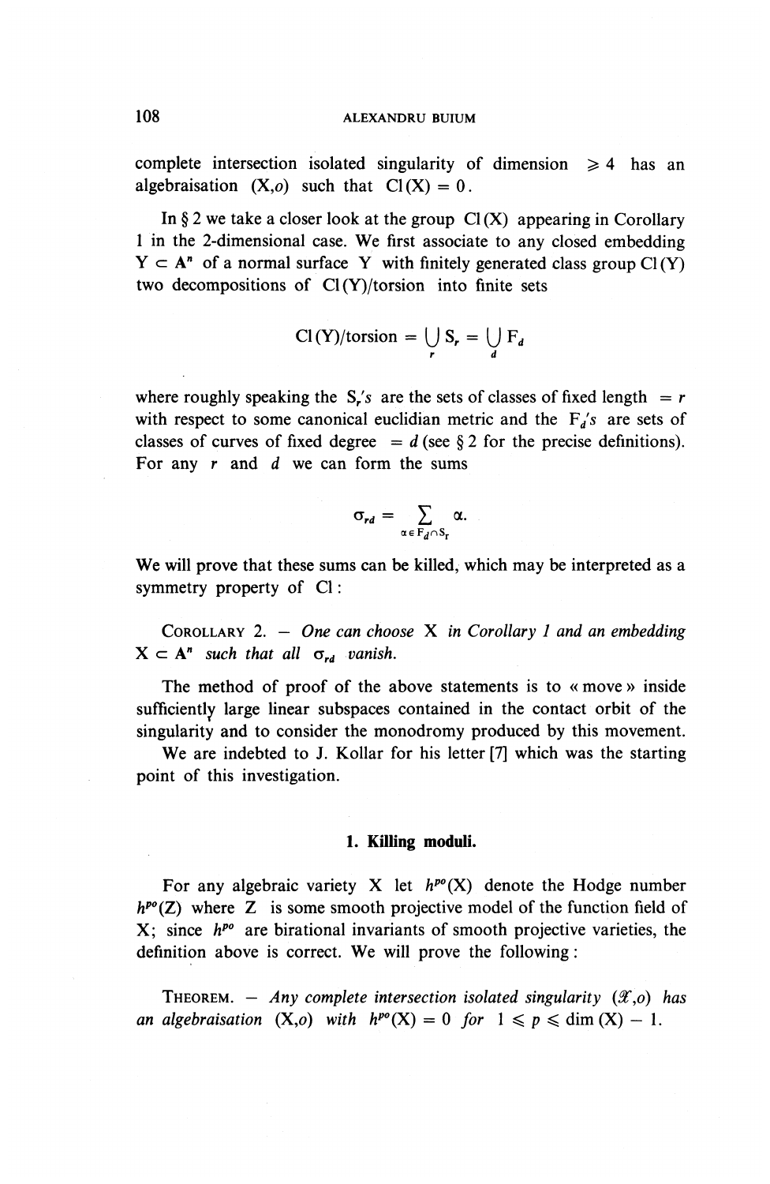complete intersection isolated singularity of dimension $\geqslant 4$ has an algebraisation $(X,o)$ such that $\mathrm{Cl}(X) = 0$.

In § 2 we take a closer look at the group $\mathrm{Cl}(X)$ appearing in Corollary 1 in the 2-dimensional case. We first associate to any closed embedding $Y \subset \mathbf{A}^n$ of a normal surface $Y$ with finitely generated class group $\mathrm{Cl}(Y)$ two decompositions of $\mathrm{Cl}(Y)/\text{torsion}$ into finite sets

$$\mathrm{Cl}(Y)/\text{torsion} = \bigcup_r S_r = \bigcup_d F_d$$

where roughly speaking the $S_r$'s are the sets of classes of fixed length $= r$ with respect to some canonical euclidian metric and the $F_d$'s are sets of classes of curves of fixed degree $= d$ (see § 2 for the precise definitions). For any $r$ and $d$ we can form the sums

$$\sigma_{rd} = \sum_{\alpha \in F_d \cap S_r} \alpha.$$

We will prove that these sums can be killed, which may be interpreted as a symmetry property of $\mathrm{Cl}$:

COROLLARY 2. — *One can choose* $X$ *in Corollary 1 and an embedding* $X \subset \mathbf{A}^n$ *such that all* $\sigma_{rd}$ *vanish.*

The method of proof of the above statements is to « move » inside sufficiently large linear subspaces contained in the contact orbit of the singularity and to consider the monodromy produced by this movement.

We are indebted to J. Kollar for his letter [7] which was the starting point of this investigation.

## 1. Killing moduli.

For any algebraic variety $X$ let $h^{po}(X)$ denote the Hodge number $h^{po}(Z)$ where $Z$ is some smooth projective model of the function field of $X$; since $h^{po}$ are birational invariants of smooth projective varieties, the definition above is correct. We will prove the following:

THEOREM. — *Any complete intersection isolated singularity* $(\mathscr{X},o)$ *has an algebraisation* $(X,o)$ *with* $h^{po}(X) = 0$ *for* $1 \leqslant p \leqslant \dim(X) - 1$.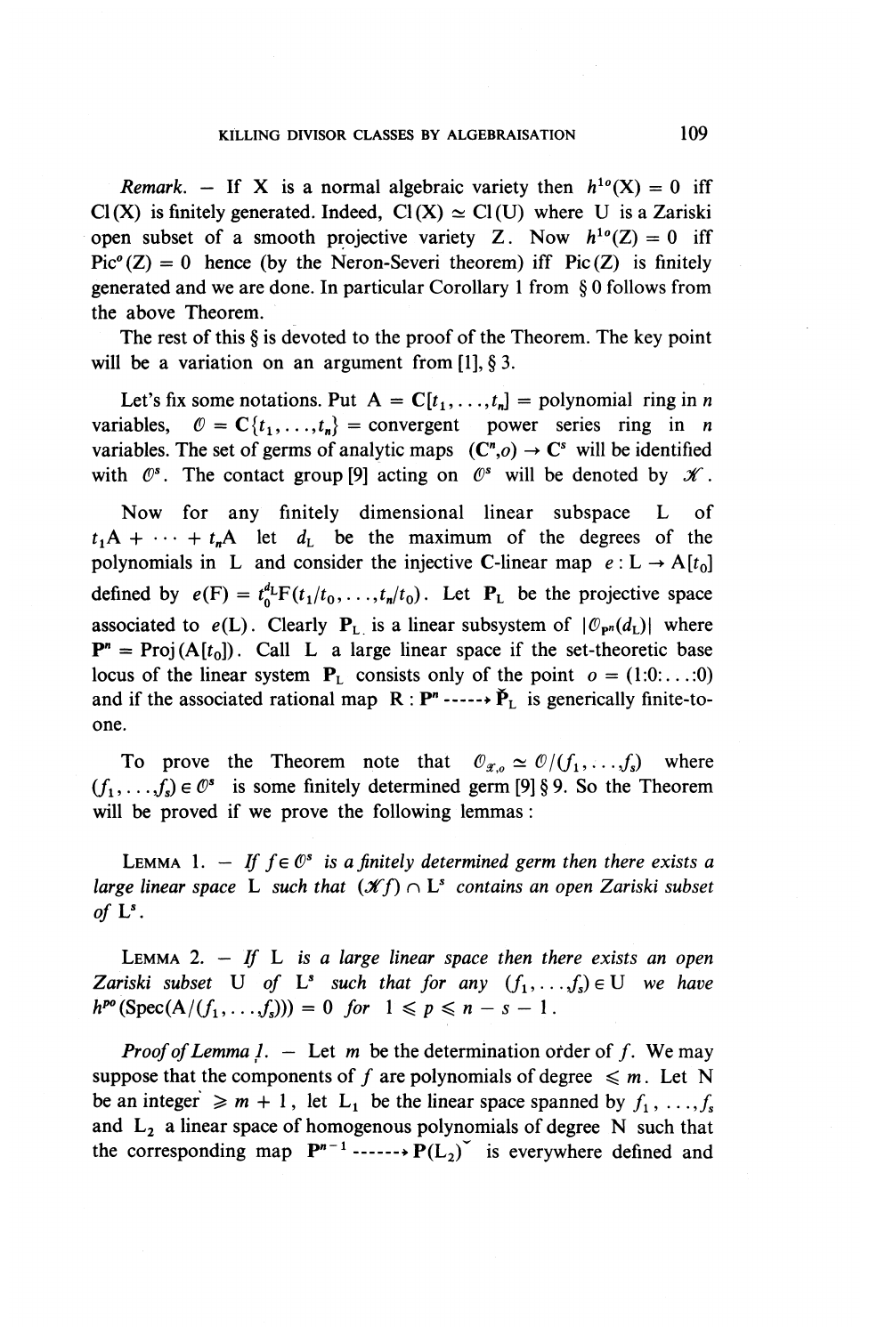*Remark.* — If X is a normal algebraic variety then $h^{1o}(X) = 0$ iff $Cl(X)$ is finitely generated. Indeed, $Cl(X) \simeq Cl(U)$ where U is a Zariski open subset of a smooth projective variety Z. Now $h^{1o}(Z) = 0$ iff $Pic^o(Z) = 0$ hence (by the Neron-Severi theorem) iff $Pic(Z)$ is finitely generated and we are done. In particular Corollary 1 from § 0 follows from the above Theorem.

The rest of this § is devoted to the proof of the Theorem. The key point will be a variation on an argument from [1], § 3.

Let's fix some notations. Put $A = \mathbf{C}[t_1, \ldots, t_n]$ = polynomial ring in $n$ variables, $\mathcal{O} = \mathbf{C}\{t_1, \ldots, t_n\}$ = convergent power series ring in $n$ variables. The set of germs of analytic maps $(\mathbf{C}^n, o) \to \mathbf{C}^s$ will be identified with $\mathcal{O}^s$. The contact group [9] acting on $\mathcal{O}^s$ will be denoted by $\mathcal{K}$.

Now for any finitely dimensional linear subspace L of $t_1 A + \cdots + t_n A$ let $d_L$ be the maximum of the degrees of the polynomials in L and consider the injective C-linear map $e : L \to A[t_0]$ defined by $e(F) = t_0^{d_L} F(t_1/t_0, \ldots, t_n/t_0)$. Let $\mathbf{P}_L$ be the projective space associated to $e(L)$. Clearly $\mathbf{P}_L$ is a linear subsystem of $|\mathcal{O}_{\mathbf{P}^n}(d_L)|$ where $\mathbf{P}^n = \mathrm{Proj}(A[t_0])$. Call L a large linear space if the set-theoretic base locus of the linear system $\mathbf{P}_L$ consists only of the point $o = (1:0:\ldots:0)$ and if the associated rational map $R : \mathbf{P}^n \dashrightarrow \check{\mathbf{P}}_L$ is generically finite-to-one.

To prove the Theorem note that $\mathcal{O}_{\mathcal{X},o} \simeq \mathcal{O}/(f_1, \ldots, f_s)$ where $(f_1, \ldots, f_s) \in \mathcal{O}^s$ is some finitely determined germ [9] § 9. So the Theorem will be proved if we prove the following lemmas:

Lemma 1. — *If $f \in \mathcal{O}^s$ is a finitely determined germ then there exists a large linear space L such that $(\mathcal{K}f) \cap L^s$ contains an open Zariski subset of $L^s$.*

Lemma 2. — *If L is a large linear space then there exists an open Zariski subset U of $L^s$ such that for any $(f_1, \ldots, f_s) \in U$ we have $h^{po}(\mathrm{Spec}(A/(f_1, \ldots, f_s))) = 0$ for $1 \leqslant p \leqslant n - s - 1$.*

*Proof of Lemma 1.* — Let $m$ be the determination order of $f$. We may suppose that the components of $f$ are polynomials of degree $\leqslant m$. Let N be an integer $\geqslant m + 1$, let $L_1$ be the linear space spanned by $f_1, \ldots, f_s$ and $L_2$ a linear space of homogenous polynomials of degree N such that the corresponding map $\mathbf{P}^{n-1} \dashrightarrow \mathbf{P}(L_2)^{\vee}$ is everywhere defined and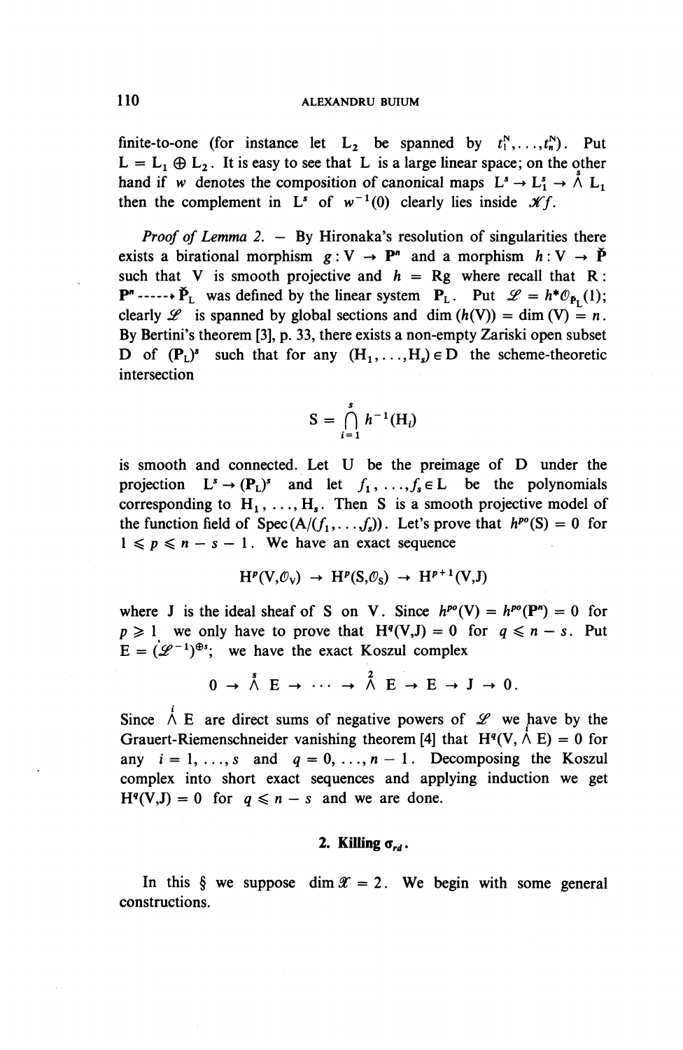finite-to-one (for instance let $L_2$ be spanned by $t_1^N, \ldots, t_n^N$). Put $L = L_1 \oplus L_2$. It is easy to see that L is a large linear space; on the other hand if $w$ denotes the composition of canonical maps $L^s \to L_1^s \to \overset{s}{\wedge} L_1$ then the complement in $L^s$ of $w^{-1}(0)$ clearly lies inside $\mathcal{K}f$.

*Proof of Lemma 2.* — By Hironaka's resolution of singularities there exists a birational morphism $g : V \to \mathbf{P}^n$ and a morphism $h : V \to \check{\mathbf{P}}$ such that V is smooth projective and $h = Rg$ where recall that $R : \mathbf{P}^n \dashrightarrow \check{\mathbf{P}}_L$ was defined by the linear system $\mathbf{P}_L$. Put $\mathcal{L} = h^* \mathcal{O}_{\check{\mathbf{P}}_L}(1)$; clearly $\mathcal{L}$ is spanned by global sections and $\dim(h(V)) = \dim(V) = n$. By Bertini's theorem [3], p. 33, there exists a non-empty Zariski open subset D of $(\mathbf{P}_L)^s$ such that for any $(H_1, \ldots, H_s) \in D$ the scheme-theoretic intersection

$$S = \bigcap_{i=1}^{s} h^{-1}(H_i)$$

is smooth and connected. Let U be the preimage of D under the projection $L^s \to (\mathbf{P}_L)^s$ and let $f_1, \ldots, f_s \in L$ be the polynomials corresponding to $H_1, \ldots, H_s$. Then S is a smooth projective model of the function field of $\mathrm{Spec}(A/(f_1, \ldots, f_s))$. Let's prove that $h^{po}(S) = 0$ for $1 \leqslant p \leqslant n - s - 1$. We have an exact sequence

$$H^p(V, \mathcal{O}_V) \to H^p(S, \mathcal{O}_S) \to H^{p+1}(V, J)$$

where J is the ideal sheaf of S on V. Since $h^{po}(V) = h^{po}(\mathbf{P}^n) = 0$ for $p \geqslant 1$ we only have to prove that $H^q(V, J) = 0$ for $q \leqslant n - s$. Put $E = (\mathcal{L}^{-1})^{\oplus s}$; we have the exact Koszul complex

$$0 \to \overset{s}{\wedge} E \to \cdots \to \overset{2}{\wedge} E \to E \to J \to 0.$$

Since $\overset{i}{\wedge} E$ are direct sums of negative powers of $\mathcal{L}$ we have by the Grauert-Riemenschneider vanishing theorem [4] that $H^q(V, \overset{i}{\wedge} E) = 0$ for any $i = 1, \ldots, s$ and $q = 0, \ldots, n - 1$. Decomposing the Koszul complex into short exact sequences and applying induction we get $H^q(V, J) = 0$ for $q \leqslant n - s$ and we are done.

## 2. Killing $\sigma_{rd}$.

In this § we suppose $\dim \mathcal{X} = 2$. We begin with some general constructions.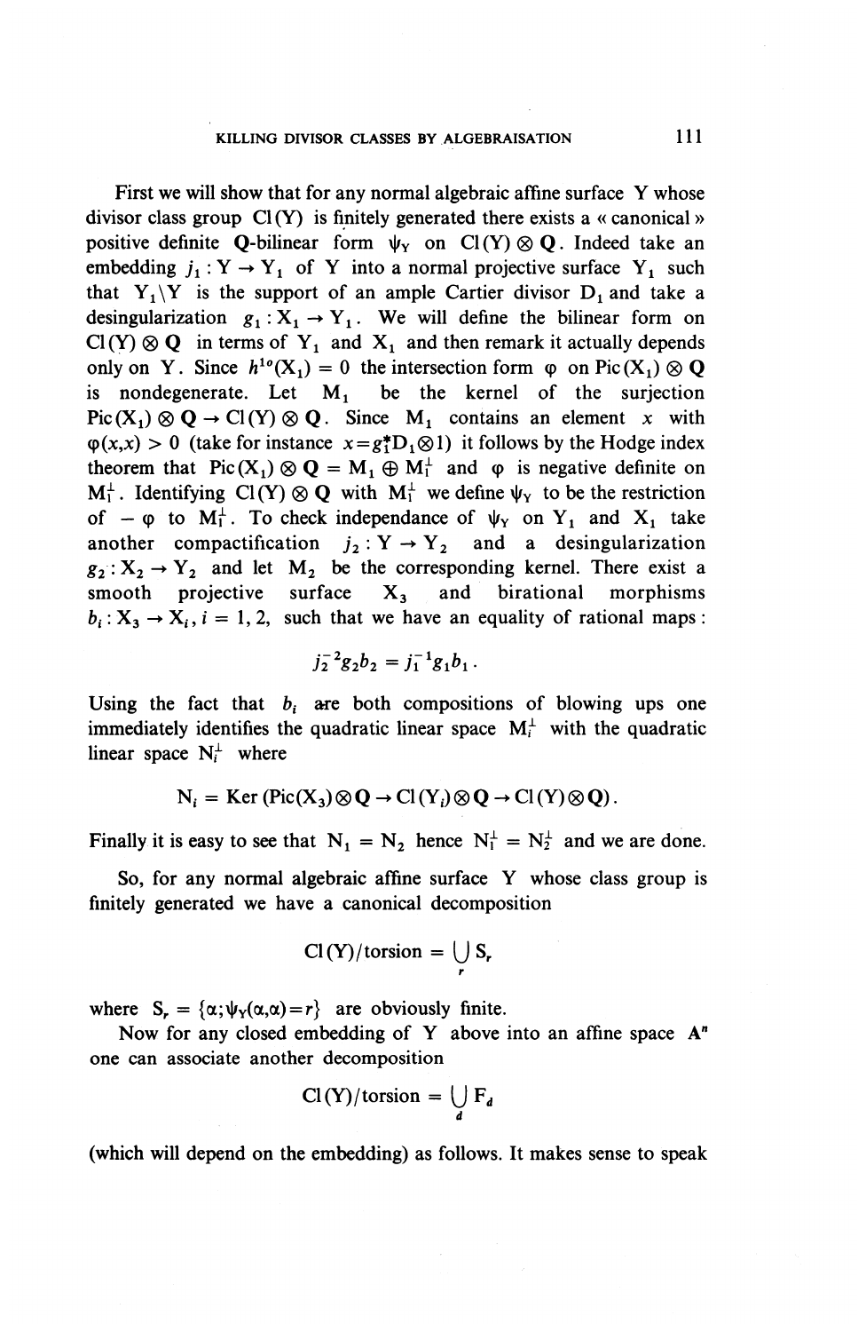First we will show that for any normal algebraic affine surface Y whose divisor class group $Cl(Y)$ is finitely generated there exists a « canonical » positive definite $\mathbf{Q}$-bilinear form $\psi_Y$ on $Cl(Y) \otimes \mathbf{Q}$. Indeed take an embedding $j_1 : Y \to Y_1$ of Y into a normal projective surface $Y_1$ such that $Y_1 \backslash Y$ is the support of an ample Cartier divisor $D_1$ and take a desingularization $g_1 : X_1 \to Y_1$. We will define the bilinear form on $Cl(Y) \otimes \mathbf{Q}$ in terms of $Y_1$ and $X_1$ and then remark it actually depends only on Y. Since $h^{1o}(X_1) = 0$ the intersection form $\varphi$ on $\mathrm{Pic}(X_1) \otimes \mathbf{Q}$ is nondegenerate. Let $M_1$ be the kernel of the surjection $\mathrm{Pic}(X_1) \otimes \mathbf{Q} \to Cl(Y) \otimes \mathbf{Q}$. Since $M_1$ contains an element $x$ with $\varphi(x,x) > 0$ (take for instance $x = g_1^* D_1 \otimes 1$) it follows by the Hodge index theorem that $\mathrm{Pic}(X_1) \otimes \mathbf{Q} = M_1 \oplus M_1^\perp$ and $\varphi$ is negative definite on $M_1^\perp$. Identifying $Cl(Y) \otimes \mathbf{Q}$ with $M_1^\perp$ we define $\psi_Y$ to be the restriction of $-\varphi$ to $M_1^\perp$. To check independance of $\psi_Y$ on $Y_1$ and $X_1$ take another compactification $j_2 : Y \to Y_2$ and a desingularization $g_2 : X_2 \to Y_2$ and let $M_2$ be the corresponding kernel. There exist a smooth projective surface $X_3$ and birational morphisms $b_i : X_3 \to X_i, i = 1, 2,$ such that we have an equality of rational maps :

$$j_2^{-2} g_2 b_2 = j_1^{-1} g_1 b_1 .$$

Using the fact that $b_i$ are both compositions of blowing ups one immediately identifies the quadratic linear space $M_i^\perp$ with the quadratic linear space $N_i^\perp$ where

$$N_i = \mathrm{Ker}\,(\mathrm{Pic}(X_3) \otimes \mathbf{Q} \to Cl\,(Y_i) \otimes \mathbf{Q} \to Cl\,(Y) \otimes \mathbf{Q}) .$$

Finally it is easy to see that $N_1 = N_2$ hence $N_1^\perp = N_2^\perp$ and we are done.

So, for any normal algebraic affine surface Y whose class group is finitely generated we have a canonical decomposition

$$Cl\,(Y)/\mathrm{torsion} = \bigcup_r S_r$$

where $S_r = \{\alpha ; \psi_Y(\alpha,\alpha) = r\}$ are obviously finite.

Now for any closed embedding of Y above into an affine space $\mathbf{A}^n$ one can associate another decomposition

$$Cl\,(Y)/\mathrm{torsion} = \bigcup_d F_d$$

(which will depend on the embedding) as follows. It makes sense to speak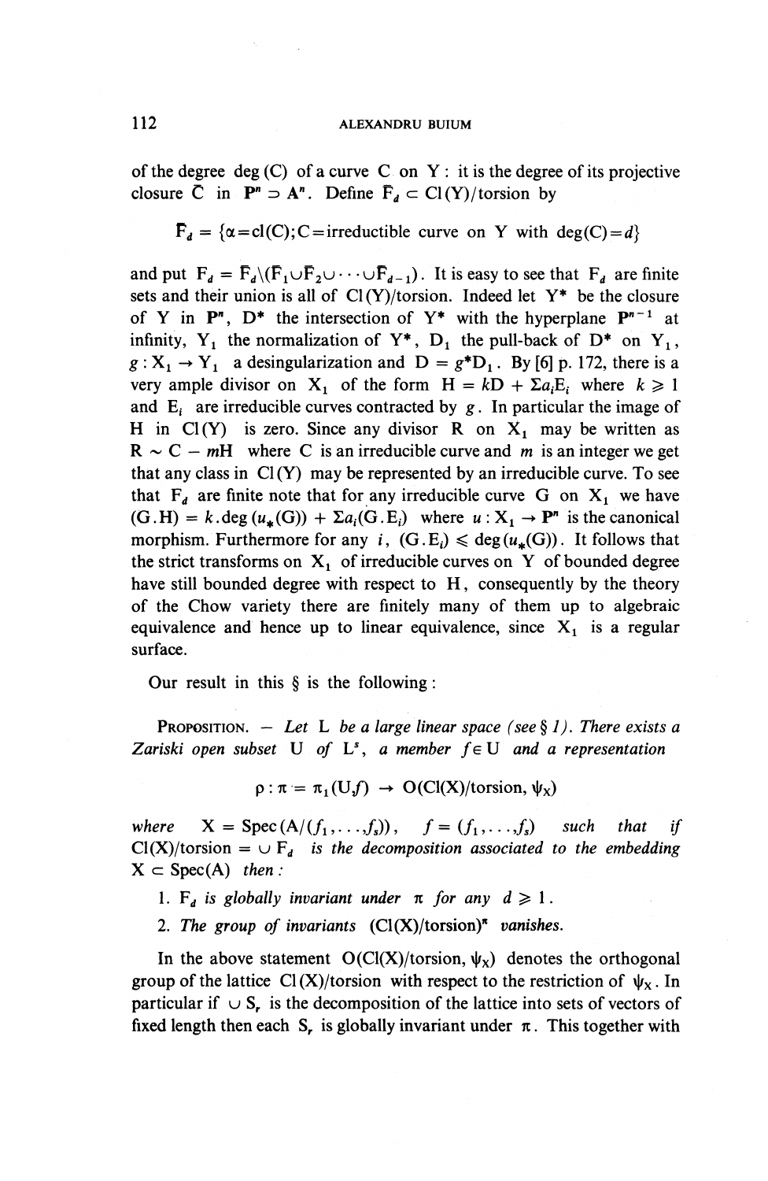of the degree $\deg(C)$ of a curve $C$ on $Y$: it is the degree of its projective closure $\bar{C}$ in $\mathbf{P}^n \supset \mathbf{A}^n$. Define $\bar{F}_d \subset \mathrm{Cl}(Y)/\text{torsion}$ by

$$\bar{F}_d = \{\alpha = \mathrm{cl}(C); C = \text{irreductible curve on } Y \text{ with } \deg(C) = d\}$$

and put $F_d = \bar{F}_d \backslash (\bar{F}_1 \cup \bar{F}_2 \cup \cdots \cup \bar{F}_{d-1})$. It is easy to see that $F_d$ are finite sets and their union is all of $\mathrm{Cl}(Y)/\text{torsion}$. Indeed let $Y^*$ be the closure of $Y$ in $\mathbf{P}^n$, $D^*$ the intersection of $Y^*$ with the hyperplane $\mathbf{P}^{n-1}$ at infinity, $Y_1$ the normalization of $Y^*$, $D_1$ the pull-back of $D^*$ on $Y_1$, $g: X_1 \to Y_1$ a desingularization and $D = g^*D_1$. By [6] p. 172, there is a very ample divisor on $X_1$ of the form $H = kD + \Sigma a_i E_i$ where $k \geqslant 1$ and $E_i$ are irreducible curves contracted by $g$. In particular the image of $H$ in $\mathrm{Cl}(Y)$ is zero. Since any divisor $R$ on $X_1$ may be written as $R \sim C - mH$ where $C$ is an irreducible curve and $m$ is an integer we get that any class in $\mathrm{Cl}(Y)$ may be represented by an irreducible curve. To see that $F_d$ are finite note that for any irreducible curve $G$ on $X_1$ we have $(G.H) = k.\deg(u_*(G)) + \Sigma a_i (G.E_i)$ where $u: X_1 \to \mathbf{P}^n$ is the canonical morphism. Furthermore for any $i$, $(G.E_i) \leqslant \deg(u_*(G))$. It follows that the strict transforms on $X_1$ of irreducible curves on $Y$ of bounded degree have still bounded degree with respect to $H$, consequently by the theory of the Chow variety there are finitely many of them up to algebraic equivalence and hence up to linear equivalence, since $X_1$ is a regular surface.

Our result in this § is the following:

Proposition. — *Let $L$ be a large linear space (see § 1). There exists a Zariski open subset $U$ of $L^s$, a member $f \in U$ and a representation*

$$\rho: \pi = \pi_1(U, f) \to O(\mathrm{Cl}(X)/\text{torsion}, \psi_X)$$

*where $X = \mathrm{Spec}(A/(f_1, \ldots, f_s))$, $f = (f_1, \ldots, f_s)$ such that if $\mathrm{Cl}(X)/\text{torsion} = \cup F_d$ is the decomposition associated to the embedding $X \subset \mathrm{Spec}(A)$ then:*

1. *$F_d$ is globally invariant under $\pi$ for any $d \geqslant 1$.*
2. *The group of invariants $(\mathrm{Cl}(X)/\text{torsion})^\pi$ vanishes.*

In the above statement $O(\mathrm{Cl}(X)/\text{torsion}, \psi_X)$ denotes the orthogonal group of the lattice $\mathrm{Cl}(X)/\text{torsion}$ with respect to the restriction of $\psi_X$. In particular if $\cup S_r$ is the decomposition of the lattice into sets of vectors of fixed length then each $S_r$ is globally invariant under $\pi$. This together with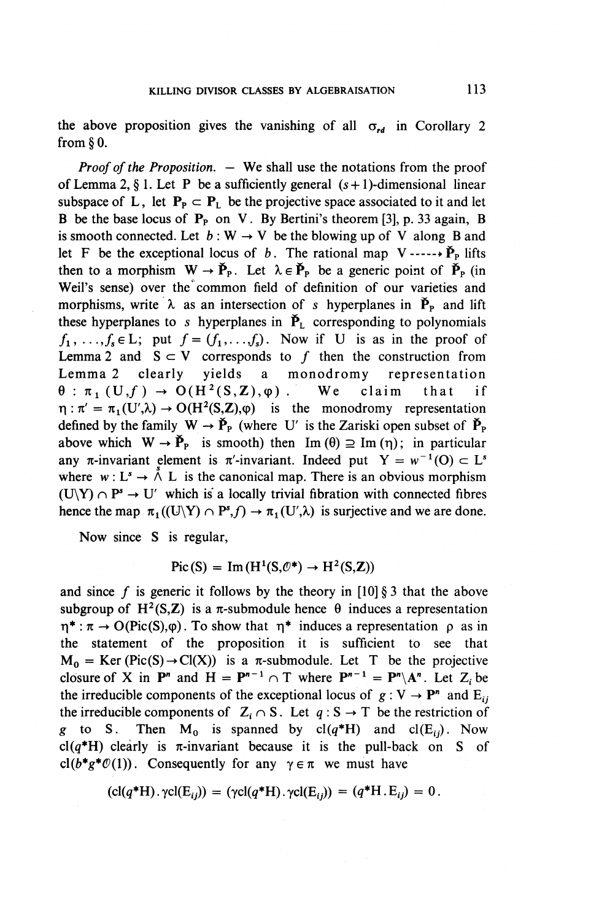the above proposition gives the vanishing of all $\sigma_{rd}$ in Corollary 2 from § 0.

*Proof of the Proposition.* — We shall use the notations from the proof of Lemma 2, § 1. Let P be a sufficiently general $(s+1)$-dimensional linear subspace of L, let $\mathbf{P}_P \subset \mathbf{P}_L$ be the projective space associated to it and let B be the base locus of $\mathbf{P}_P$ on V. By Bertini's theorem [3], p. 33 again, B is smooth connected. Let $b : W \to V$ be the blowing up of V along B and let F be the exceptional locus of $b$. The rational map $V \dashrightarrow \check{\mathbf{P}}_P$ lifts then to a morphism $W \to \check{\mathbf{P}}_P$. Let $\lambda \in \check{\mathbf{P}}_P$ be a generic point of $\check{\mathbf{P}}_P$ (in Weil's sense) over the common field of definition of our varieties and morphisms, write $\lambda$ as an intersection of $s$ hyperplanes in $\check{\mathbf{P}}_P$ and lift these hyperplanes to $s$ hyperplanes in $\check{\mathbf{P}}_L$ corresponding to polynomials $f_1, \ldots, f_s \in L$; put $f = (f_1, \ldots, f_s)$. Now if U is as in the proof of Lemma 2 and $S \subset V$ corresponds to $f$ then the construction from Lemma 2 clearly yields a monodromy representation $\theta : \pi_1(U, f) \to O(H^2(S, \mathbf{Z}), \varphi)$. We claim that if $\eta : \pi' = \pi_1(U', \lambda) \to O(H^2(S, \mathbf{Z}), \varphi)$ is the monodromy representation defined by the family $W \to \check{\mathbf{P}}_P$ (where U′ is the Zariski open subset of $\check{\mathbf{P}}_P$ above which $W \to \check{\mathbf{P}}_P$ is smooth) then $\operatorname{Im}(\theta) \supseteq \operatorname{Im}(\eta)$; in particular any $\pi$-invariant element is $\pi'$-invariant. Indeed put $Y = w^{-1}(O) \subset L^s$ where $w : L^s \to \overset{s}{\wedge} L$ is the canonical map. There is an obvious morphism $(U \backslash Y) \cap P^s \to U'$ which is a locally trivial fibration with connected fibres hence the map $\pi_1((U \backslash Y) \cap P^s, f) \to \pi_1(U', \lambda)$ is surjective and we are done.

Now since S is regular,

$$\operatorname{Pic}(S) = \operatorname{Im}(H^1(S, \mathcal{O}^*) \to H^2(S, \mathbf{Z}))$$

and since $f$ is generic it follows by the theory in [10] § 3 that the above subgroup of $H^2(S, \mathbf{Z})$ is a $\pi$-submodule hence $\theta$ induces a representation $\eta^* : \pi \to O(\operatorname{Pic}(S), \varphi)$. To show that $\eta^*$ induces a representation $\rho$ as in the statement of the proposition it is sufficient to see that $M_0 = \operatorname{Ker}(\operatorname{Pic}(S) \to \operatorname{Cl}(X))$ is a $\pi$-submodule. Let T be the projective closure of X in $\mathbf{P}^n$ and $H = \mathbf{P}^{n-1} \cap T$ where $\mathbf{P}^{n-1} = \mathbf{P}^n \backslash \mathbf{A}^n$. Let $Z_i$ be the irreducible components of the exceptional locus of $g : V \to \mathbf{P}^n$ and $E_{ij}$ the irreducible components of $Z_i \cap S$. Let $q : S \to T$ be the restriction of $g$ to S. Then $M_0$ is spanned by $\operatorname{cl}(q^*H)$ and $\operatorname{cl}(E_{ij})$. Now $\operatorname{cl}(q^*H)$ clearly is $\pi$-invariant because it is the pull-back on S of $\operatorname{cl}(b^* g^* \mathcal{O}(1))$. Consequently for any $\gamma \in \pi$ we must have

$$(\operatorname{cl}(q^*H) \cdot \gamma \operatorname{cl}(E_{ij})) = (\gamma \operatorname{cl}(q^*H) \cdot \gamma \operatorname{cl}(E_{ij})) = (q^*H \cdot E_{ij}) = 0 .$$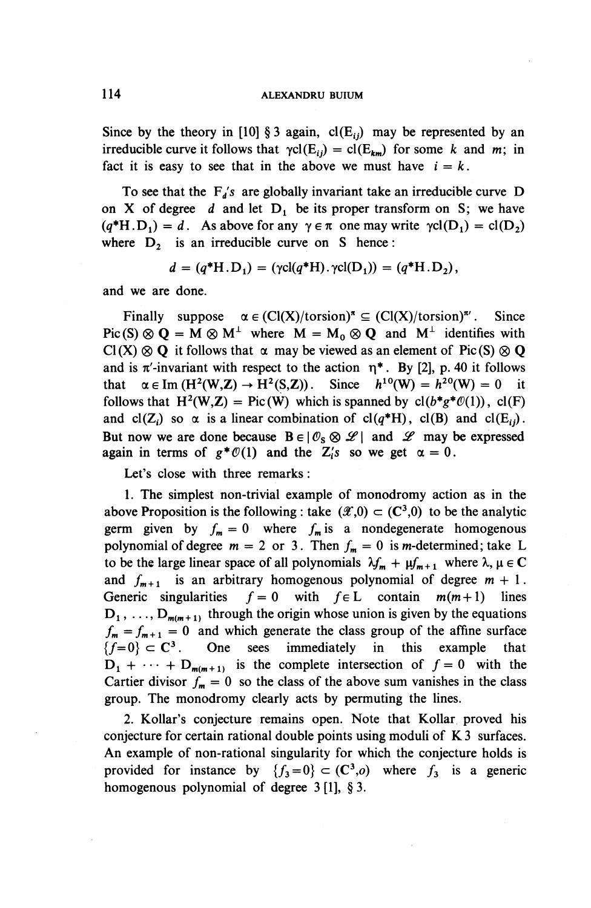Since by the theory in [10] § 3 again, $\mathrm{cl}(E_{ij})$ may be represented by an irreducible curve it follows that $\gamma\mathrm{cl}(E_{ij}) = \mathrm{cl}(E_{km})$ for some $k$ and $m$; in fact it is easy to see that in the above we must have $i = k$.

To see that the $F_d$'s are globally invariant take an irreducible curve D on X of degree $d$ and let $D_1$ be its proper transform on S; we have $(q^*H.D_1) = d$. As above for any $\gamma \in \pi$ one may write $\gamma\mathrm{cl}(D_1) = \mathrm{cl}(D_2)$ where $D_2$ is an irreducible curve on S hence:

$$d = (q^*H.D_1) = (\gamma\mathrm{cl}(q^*H).\gamma\mathrm{cl}(D_1)) = (q^*H.D_2),$$

and we are done.

Finally suppose $\alpha \in (\mathrm{Cl}(X)/\mathrm{torsion})^\pi \subseteq (\mathrm{Cl}(X)/\mathrm{torsion})^{\pi'}$. Since $\mathrm{Pic}(S) \otimes \mathbf{Q} = M \otimes M^\perp$ where $M = M_0 \otimes \mathbf{Q}$ and $M^\perp$ identifies with $\mathrm{Cl}(X) \otimes \mathbf{Q}$ it follows that $\alpha$ may be viewed as an element of $\mathrm{Pic}(S) \otimes \mathbf{Q}$ and is $\pi'$-invariant with respect to the action $\eta^*$. By [2], p. 40 it follows that $\alpha \in \mathrm{Im}(H^2(W,\mathbf{Z}) \to H^2(S,\mathbf{Z}))$. Since $h^{10}(W) = h^{20}(W) = 0$ it follows that $H^2(W,\mathbf{Z}) = \mathrm{Pic}(W)$ which is spanned by $\mathrm{cl}(b^*g^*\mathcal{O}(1))$, $\mathrm{cl}(F)$ and $\mathrm{cl}(Z_i)$ so $\alpha$ is a linear combination of $\mathrm{cl}(q^*H)$, $\mathrm{cl}(B)$ and $\mathrm{cl}(E_{ij})$. But now we are done because $B \in |\mathcal{O}_S \otimes \mathcal{L}|$ and $\mathcal{L}$ may be expressed again in terms of $g^*\mathcal{O}(1)$ and the $Z_i$'s so we get $\alpha = 0$.

Let's close with three remarks:

1. The simplest non-trivial example of monodromy action as in the above Proposition is the following: take $(\mathcal{X},0) \subset (\mathbf{C}^3,0)$ to be the analytic germ given by $f_m = 0$ where $f_m$ is a nondegenerate homogenous polynomial of degree $m = 2$ or $3$. Then $f_m = 0$ is $m$-determined; take L to be the large linear space of all polynomials $\lambda f_m + \mu f_{m+1}$ where $\lambda, \mu \in \mathbf{C}$ and $f_{m+1}$ is an arbitrary homogenous polynomial of degree $m+1$. Generic singularities $f = 0$ with $f \in L$ contain $m(m+1)$ lines $D_1, \ldots, D_{m(m+1)}$ through the origin whose union is given by the equations $f_m = f_{m+1} = 0$ and which generate the class group of the affine surface $\{f=0\} \subset \mathbf{C}^3$. One sees immediately in this example that $D_1 + \cdots + D_{m(m+1)}$ is the complete intersection of $f = 0$ with the Cartier divisor $f_m = 0$ so the class of the above sum vanishes in the class group. The monodromy clearly acts by permuting the lines.

2. Kollar's conjecture remains open. Note that Kollar proved his conjecture for certain rational double points using moduli of K3 surfaces. An example of non-rational singularity for which the conjecture holds is provided for instance by $\{f_3 = 0\} \subset (\mathbf{C}^3, o)$ where $f_3$ is a generic homogenous polynomial of degree 3 [1], § 3.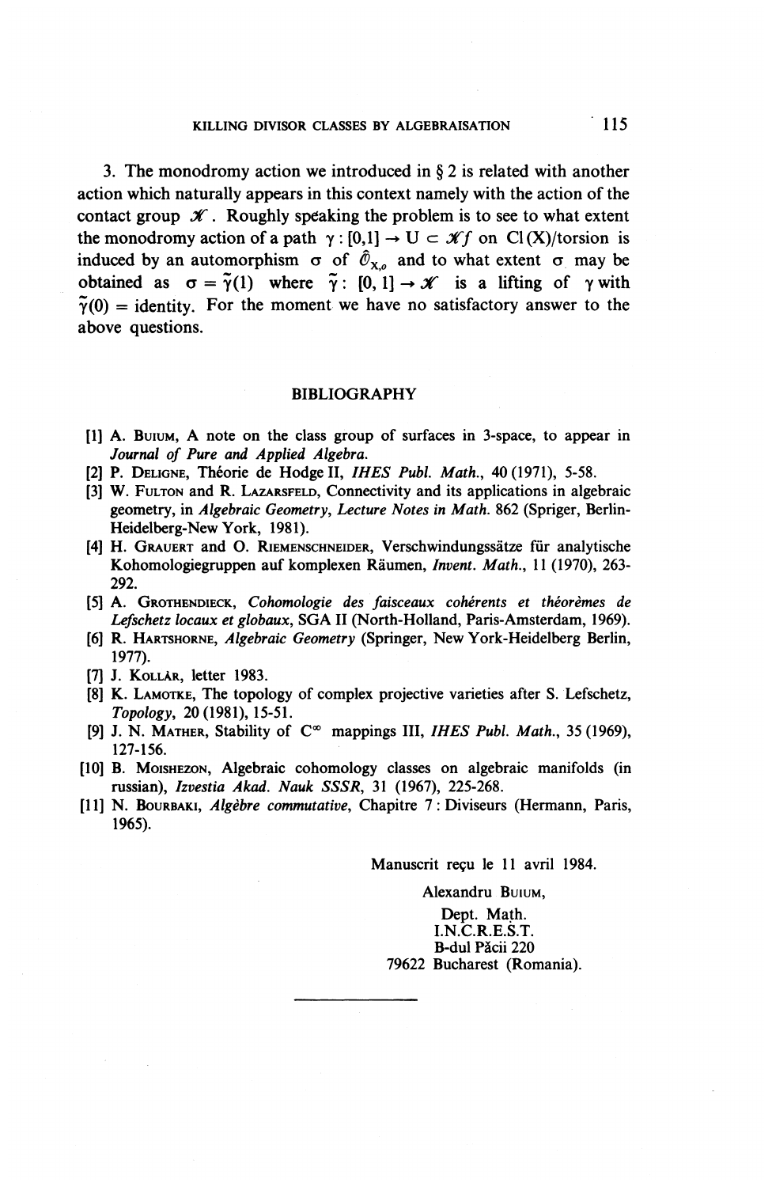3. The monodromy action we introduced in § 2 is related with another action which naturally appears in this context namely with the action of the contact group $\mathscr{K}$. Roughly speaking the problem is to see to what extent the monodromy action of a path $\gamma : [0,1] \to U \subset \mathscr{K}f$ on $\mathrm{Cl}(X)$/torsion is induced by an automorphism $\sigma$ of $\hat{\mathcal{O}}_{X,o}$ and to what extent $\sigma$ may be obtained as $\sigma = \tilde{\gamma}(1)$ where $\tilde{\gamma}: [0,1] \to \mathscr{K}$ is a lifting of $\gamma$ with $\tilde{\gamma}(0) =$ identity. For the moment we have no satisfactory answer to the above questions.

## BIBLIOGRAPHY

[1] A. Buium, A note on the class group of surfaces in 3-space, to appear in *Journal of Pure and Applied Algebra.*

[2] P. Deligne, Théorie de Hodge II, *IHES Publ. Math.*, 40 (1971), 5-58.

[3] W. Fulton and R. Lazarsfeld, Connectivity and its applications in algebraic geometry, in *Algebraic Geometry, Lecture Notes in Math.* 862 (Spriger, Berlin-Heidelberg-New York, 1981).

[4] H. Grauert and O. Riemenschneider, Verschwindungssätze für analytische Kohomologiegruppen auf komplexen Räumen, *Invent. Math.*, 11 (1970), 263-292.

[5] A. Grothendieck, *Cohomologie des faisceaux cohérents et théorèmes de Lefschetz locaux et globaux*, SGA II (North-Holland, Paris-Amsterdam, 1969).

[6] R. Hartshorne, *Algebraic Geometry* (Springer, New York-Heidelberg Berlin, 1977).

[7] J. Kollár, letter 1983.

[8] K. Lamotke, The topology of complex projective varieties after S. Lefschetz, *Topology*, 20 (1981), 15-51.

[9] J. N. Mather, Stability of $C^\infty$ mappings III, *IHES Publ. Math.*, 35 (1969), 127-156.

[10] B. Moishezon, Algebraic cohomology classes on algebraic manifolds (in russian), *Izvestia Akad. Nauk SSSR*, 31 (1967), 225-268.

[11] N. Bourbaki, *Algèbre commutative*, Chapitre 7 : Diviseurs (Hermann, Paris, 1965).

Manuscrit reçu le 11 avril 1984.

Alexandru Buium,
Dept. Math.
I.N.C.R.E.S.T.
B-dul Păcii 220
79622 Bucharest (Romania).